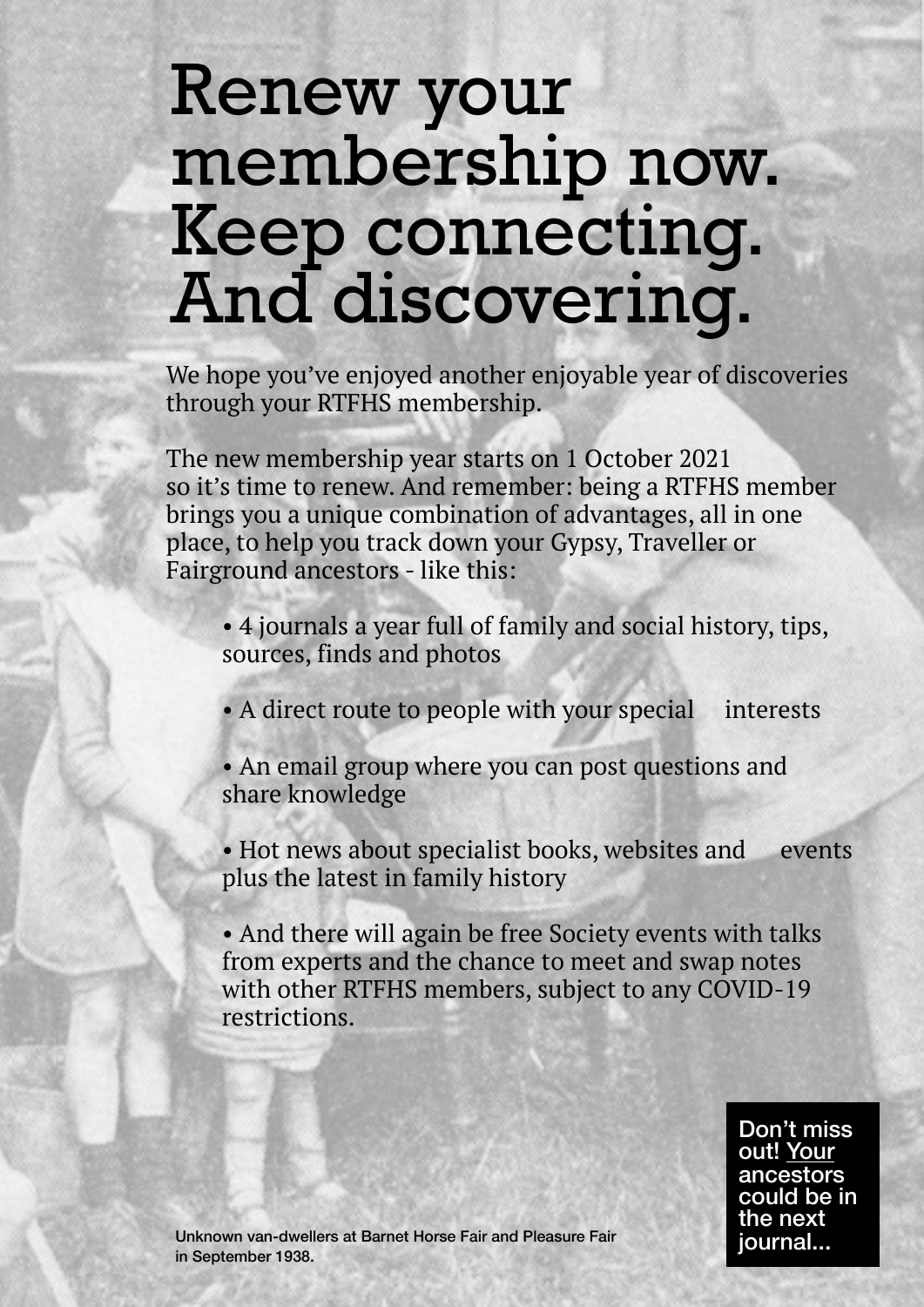# Renew your membership now. Keep connecting. And discovering.

We hope you've enjoyed another enjoyable year of discoveries through your RTFHS membership.

The new membership year starts on 1 October 2021 so it's time to renew. And remember: being a RTFHS member brings you a unique combination of advantages, all in one place, to help you track down your Gypsy, Traveller or Fairground ancestors - like this:

- 4 journals a year full of family and social history, tips, sources, finds and photos
- A direct route to people with your special interests
- An email group where you can post questions and share knowledge
- Hot news about specialist books, websites and events plus the latest in family history
- And there will again be free Society events with talks from experts and the chance to meet and swap notes with other RTFHS members, subject to any COVID-19 restrictions.

**Don't miss out! Your ancestors could be in the next journal...**

Unknown van-dwellers at Barnet Horse Fair and Pleasure Fair in September 1938.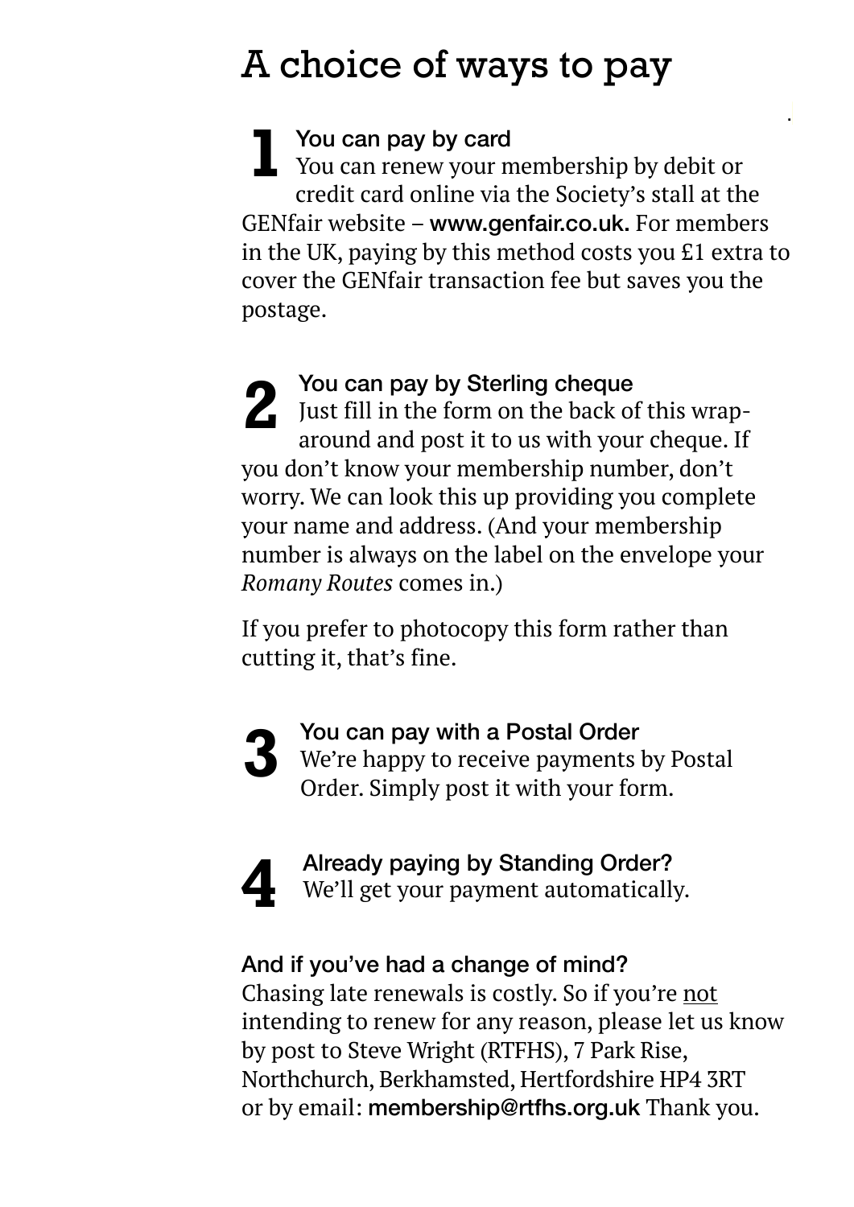# A choice of ways to pay

## 1 You can pay by card

You can renew your membership by debit or credit card online via the Society's stall at the GENfair website – www.genfair.co.uk. For members in the UK, paying by this method costs you £1 extra to cover the GENfair transaction fee but saves you the postage.

## 2 You can pay by Sterling cheque

Just fill in the form on the back of this wrap-around and post it to us with your cheque. If you don't know your membership number, don't worry. We can look this up providing you complete your name and address. (And your membership number is always on the label on the envelope your *Romany Routes* comes in.)

If you prefer to photocopy this form rather than cutting it, that's fine.

## 3 You can pay with a Postal Order

We're happy to receive payments by Postal Order. Simply post it with your form.

## 4 Already paying by Standing Order?

We'll get your payment automatically.

### And if you've had a change of mind?

Chasing late renewals is costly. So if you're <u>not</u> intending to renew for any reason, please let us know by post to Steve Wright (RTFHS), 7 Park Rise, Northchurch, Berkhamsted, Hertfordshire HP4 3RT or by email: membership@rtfhs.org.uk Thank you.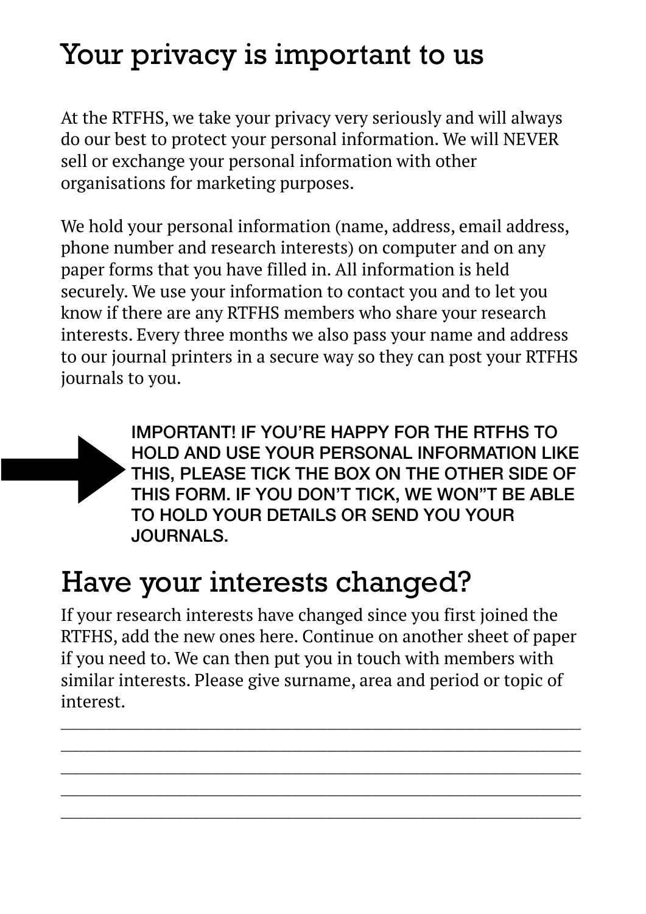# Your privacy is important to us

At the RTFHS, we take your privacy very seriously and will always do our best to protect your personal information. We will NEVER sell or exchange your personal information with other organisations for marketing purposes.

We hold your personal information (name, address, email address, phone number and research interests) on computer and on any paper forms that you have filled in. All information is held securely. We use your information to contact you and to let you know if there are any RTFHS members who share your research interests. Every three months we also pass your name and address to our journal printers in a secure way so they can post your RTFHS journals to you.

**IMPORTANT! IF YOU'RE HAPPY FOR THE RTFHS TO HOLD AND USE YOUR PERSONAL INFORMATION LIKE THIS, PLEASE TICK THE BOX ON THE OTHER SIDE OF THIS FORM. IF YOU DON'T TICK, WE WON"T BE ABLE TO HOLD YOUR DETAILS OR SEND YOU YOUR JOURNALS.**

# Have your interests changed?

If your research interests have changed since you first joined the RTFHS, add the new ones here. Continue on another sheet of paper if you need to. We can then put you in touch with members with similar interests. Please give surname, area and period or topic of interest.

_______________________________________________________________

_______________________________________________________________

_______________________________________________________________

_______________________________________________________________

_______________________________________________________________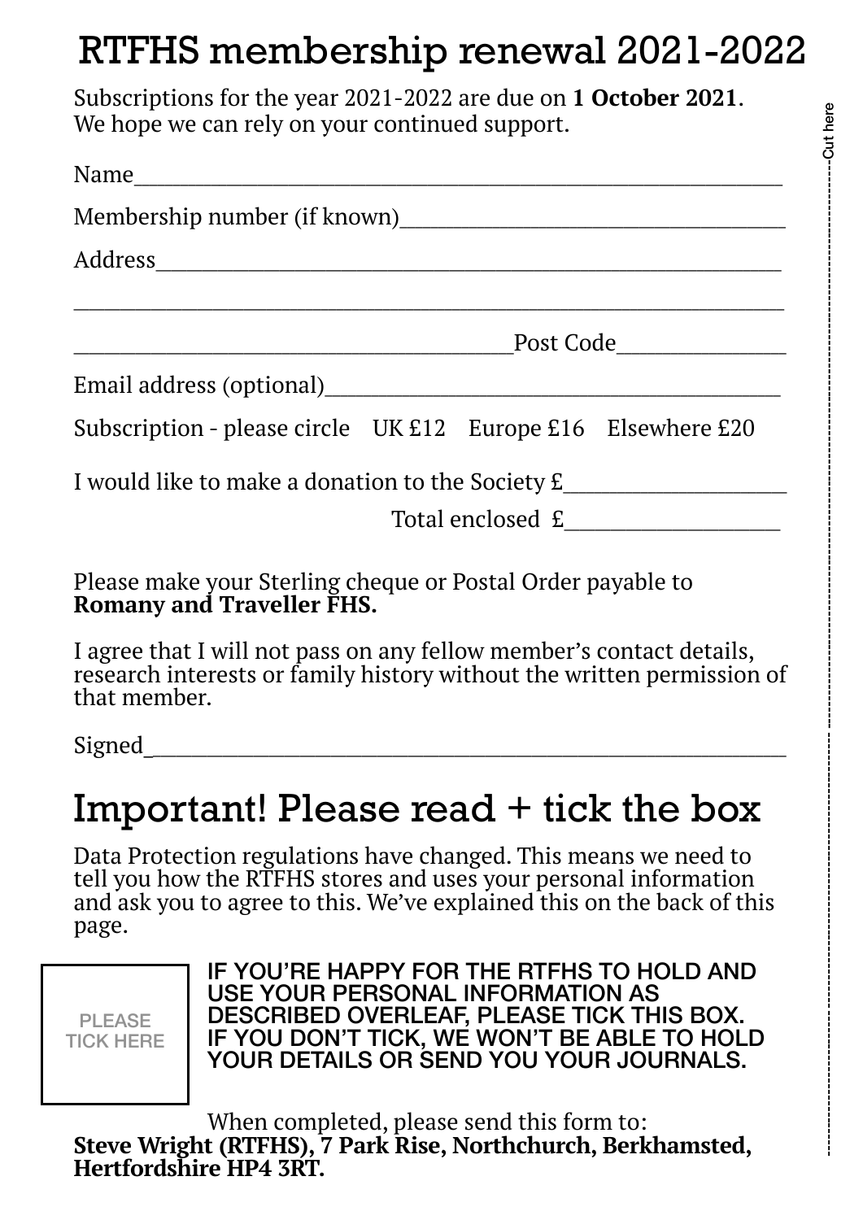# RTFHS membership renewal 2021-2022

Subscriptions for the year 2021-2022 are due on **1 October 2021**. We hope we can rely on your continued support.

Name________________________________________________________

Membership number (if known)___________________________________

Address______________________________________________________

_____________________________________________________________

_______________________________________Post Code______________

Email address (optional)_______________________________________

Subscription - please circle UK £12 Europe £16 Elsewhere £20

I would like to make a donation to the Society £___________________

Total enclosed £__________________

Please make your Sterling cheque or Postal Order payable to **Romany and Traveller FHS.**

I agree that I will not pass on any fellow member's contact details, research interests or family history without the written permission of that member.

Signed_______________________________________________________

## Important! Please read + tick the box

Data Protection regulations have changed. This means we need to tell you how the RTFHS stores and uses your personal information and ask you to agree to this. We've explained this on the back of this page.

PLEASE TICK HERE

IF YOU'RE HAPPY FOR THE RTFHS TO HOLD AND USE YOUR PERSONAL INFORMATION AS DESCRIBED OVERLEAF, PLEASE TICK THIS BOX. IF YOU DON'T TICK, WE WON'T BE ABLE TO HOLD YOUR DETAILS OR SEND YOU YOUR JOURNALS.

When completed, please send this form to:
**Steve Wright (RTFHS), 7 Park Rise, Northchurch, Berkhamsted, Hertfordshire HP4 3RT.**

Cut here